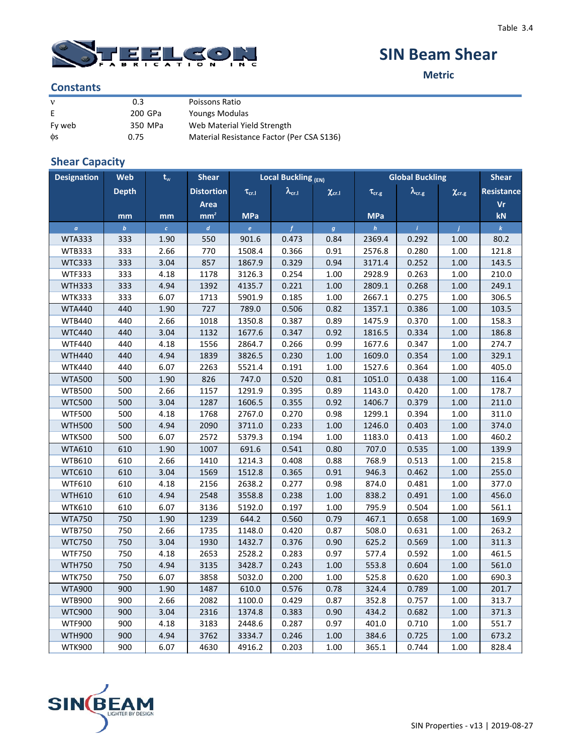Table 3.4

# SIN Beam Shear

**Metric**

## Constants

| | | |
|---|---|---|
| ν | 0.3 | Poissons Ratio |
| E | 200 GPa | Youngs Modulas |
| Fy web | 350 MPa | Web Material Yield Strength |
| ϕs | 0.75 | Material Resistance Factor (Per CSA S136) |

## Shear Capacity

| Designation | Web Depth | $t_w$ | Shear Distortion Area | Local Buckling (EN) | | | Global Buckling | | | Shear Resistance |
|---|---|---|---|---|---|---|---|---|---|---|
| | | | | $\tau_{cr.l}$ | $\lambda_{cr.l}$ | $\chi_{cr.l}$ | $\tau_{cr.g}$ | $\lambda_{cr.g}$ | $\chi_{cr.g}$ | Vr |
| | mm | mm | mm² | MPa | | | MPa | | | kN |
| *a* | *b* | *c* | *d* | *e* | *f* | *g* | *h* | *i* | *j* | *k* |
| WTA333 | 333 | 1.90 | 550 | 901.6 | 0.473 | 0.84 | 2369.4 | 0.292 | 1.00 | 80.2 |
| WTB333 | 333 | 2.66 | 770 | 1508.4 | 0.366 | 0.91 | 2576.8 | 0.280 | 1.00 | 121.8 |
| WTC333 | 333 | 3.04 | 857 | 1867.9 | 0.329 | 0.94 | 3171.4 | 0.252 | 1.00 | 143.5 |
| WTF333 | 333 | 4.18 | 1178 | 3126.3 | 0.254 | 1.00 | 2928.9 | 0.263 | 1.00 | 210.0 |
| WTH333 | 333 | 4.94 | 1392 | 4135.7 | 0.221 | 1.00 | 2809.1 | 0.268 | 1.00 | 249.1 |
| WTK333 | 333 | 6.07 | 1713 | 5901.9 | 0.185 | 1.00 | 2667.1 | 0.275 | 1.00 | 306.5 |
| WTA440 | 440 | 1.90 | 727 | 789.0 | 0.506 | 0.82 | 1357.1 | 0.386 | 1.00 | 103.5 |
| WTB440 | 440 | 2.66 | 1018 | 1350.8 | 0.387 | 0.89 | 1475.9 | 0.370 | 1.00 | 158.3 |
| WTC440 | 440 | 3.04 | 1132 | 1677.6 | 0.347 | 0.92 | 1816.5 | 0.334 | 1.00 | 186.8 |
| WTF440 | 440 | 4.18 | 1556 | 2864.7 | 0.266 | 0.99 | 1677.6 | 0.347 | 1.00 | 274.7 |
| WTH440 | 440 | 4.94 | 1839 | 3826.5 | 0.230 | 1.00 | 1609.0 | 0.354 | 1.00 | 329.1 |
| WTK440 | 440 | 6.07 | 2263 | 5521.4 | 0.191 | 1.00 | 1527.6 | 0.364 | 1.00 | 405.0 |
| WTA500 | 500 | 1.90 | 826 | 747.0 | 0.520 | 0.81 | 1051.0 | 0.438 | 1.00 | 116.4 |
| WTB500 | 500 | 2.66 | 1157 | 1291.9 | 0.395 | 0.89 | 1143.0 | 0.420 | 1.00 | 178.7 |
| WTC500 | 500 | 3.04 | 1287 | 1606.5 | 0.355 | 0.92 | 1406.7 | 0.379 | 1.00 | 211.0 |
| WTF500 | 500 | 4.18 | 1768 | 2767.0 | 0.270 | 0.98 | 1299.1 | 0.394 | 1.00 | 311.0 |
| WTH500 | 500 | 4.94 | 2090 | 3711.0 | 0.233 | 1.00 | 1246.0 | 0.403 | 1.00 | 374.0 |
| WTK500 | 500 | 6.07 | 2572 | 5379.3 | 0.194 | 1.00 | 1183.0 | 0.413 | 1.00 | 460.2 |
| WTA610 | 610 | 1.90 | 1007 | 691.6 | 0.541 | 0.80 | 707.0 | 0.535 | 1.00 | 139.9 |
| WTB610 | 610 | 2.66 | 1410 | 1214.3 | 0.408 | 0.88 | 768.9 | 0.513 | 1.00 | 215.8 |
| WTC610 | 610 | 3.04 | 1569 | 1512.8 | 0.365 | 0.91 | 946.3 | 0.462 | 1.00 | 255.0 |
| WTF610 | 610 | 4.18 | 2156 | 2638.2 | 0.277 | 0.98 | 874.0 | 0.481 | 1.00 | 377.0 |
| WTH610 | 610 | 4.94 | 2548 | 3558.8 | 0.238 | 1.00 | 838.2 | 0.491 | 1.00 | 456.0 |
| WTK610 | 610 | 6.07 | 3136 | 5192.0 | 0.197 | 1.00 | 795.9 | 0.504 | 1.00 | 561.1 |
| WTA750 | 750 | 1.90 | 1239 | 644.2 | 0.560 | 0.79 | 467.1 | 0.658 | 1.00 | 169.9 |
| WTB750 | 750 | 2.66 | 1735 | 1148.0 | 0.420 | 0.87 | 508.0 | 0.631 | 1.00 | 263.2 |
| WTC750 | 750 | 3.04 | 1930 | 1432.7 | 0.376 | 0.90 | 625.2 | 0.569 | 1.00 | 311.3 |
| WTF750 | 750 | 4.18 | 2653 | 2528.2 | 0.283 | 0.97 | 577.4 | 0.592 | 1.00 | 461.5 |
| WTH750 | 750 | 4.94 | 3135 | 3428.7 | 0.243 | 1.00 | 553.8 | 0.604 | 1.00 | 561.0 |
| WTK750 | 750 | 6.07 | 3858 | 5032.0 | 0.200 | 1.00 | 525.8 | 0.620 | 1.00 | 690.3 |
| WTA900 | 900 | 1.90 | 1487 | 610.0 | 0.576 | 0.78 | 324.4 | 0.789 | 1.00 | 201.7 |
| WTB900 | 900 | 2.66 | 2082 | 1100.0 | 0.429 | 0.87 | 352.8 | 0.757 | 1.00 | 313.7 |
| WTC900 | 900 | 3.04 | 2316 | 1374.8 | 0.383 | 0.90 | 434.2 | 0.682 | 1.00 | 371.3 |
| WTF900 | 900 | 4.18 | 3183 | 2448.6 | 0.287 | 0.97 | 401.0 | 0.710 | 1.00 | 551.7 |
| WTH900 | 900 | 4.94 | 3762 | 3334.7 | 0.246 | 1.00 | 384.6 | 0.725 | 1.00 | 673.2 |
| WTK900 | 900 | 6.07 | 4630 | 4916.2 | 0.203 | 1.00 | 365.1 | 0.744 | 1.00 | 828.4 |

SIN Properties - v13 | 2019-08-27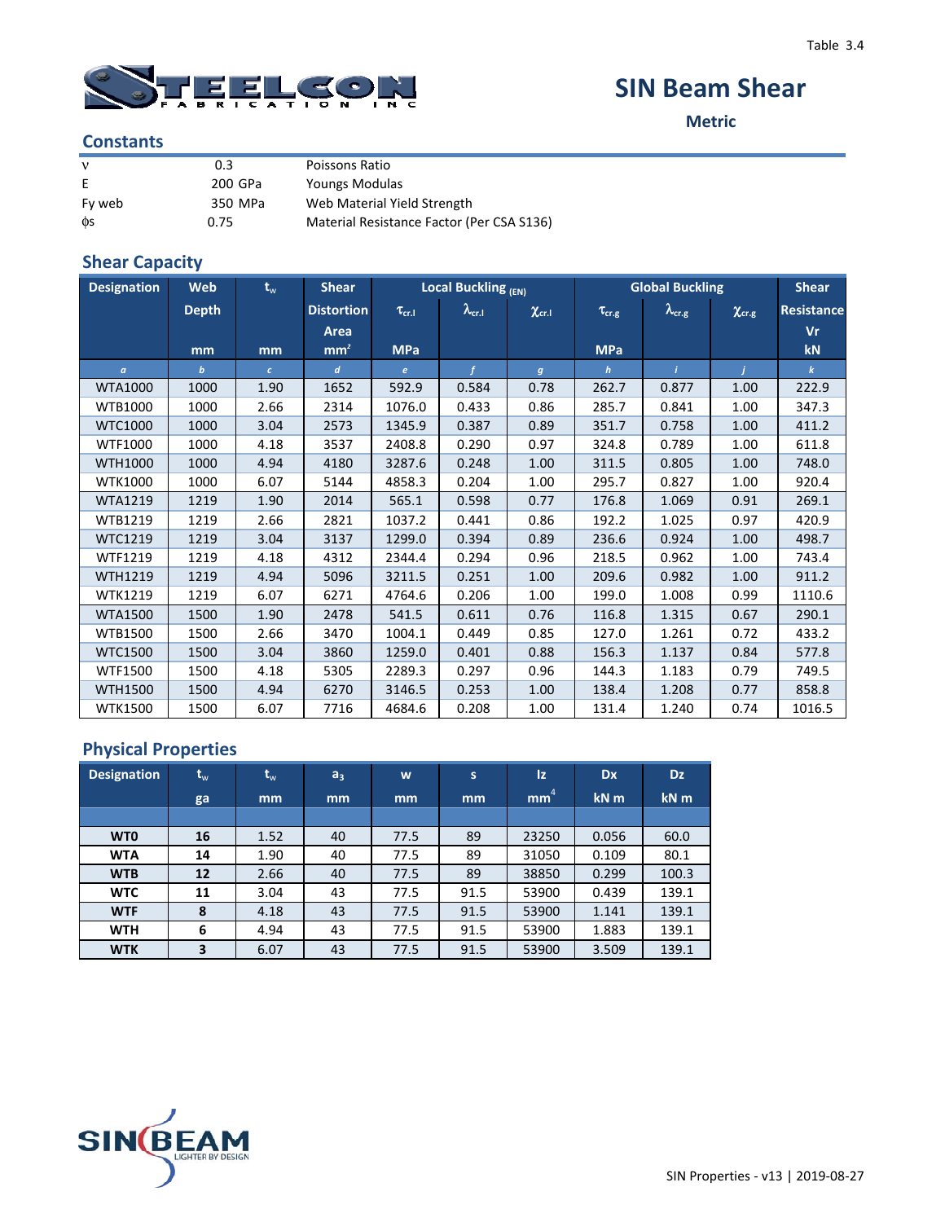Table 3.4

# SIN Beam Shear

**Metric**

## Constants

| | | |
|---|---|---|
| $\nu$ | 0.3 | Poissons Ratio |
| E | 200 GPa | Youngs Modulas |
| Fy web | 350 MPa | Web Material Yield Strength |
| $\phi$s | 0.75 | Material Resistance Factor (Per CSA S136) |

## Shear Capacity

| Designation | Web Depth | $t_w$ | Shear Distortion Area | Local Buckling (EN) | | | Global Buckling | | | Shear Resistance |
|---|---|---|---|---|---|---|---|---|---|---|
| | | | | $\tau_{cr.l}$ | $\lambda_{cr.l}$ | $\chi_{cr.l}$ | $\tau_{cr.g}$ | $\lambda_{cr.g}$ | $\chi_{cr.g}$ | Vr |
| | mm | mm | mm² | MPa | | | MPa | | | kN |
| a | b | c | d | e | f | g | h | i | j | k |
| WTA1000 | 1000 | 1.90 | 1652 | 592.9 | 0.584 | 0.78 | 262.7 | 0.877 | 1.00 | 222.9 |
| WTB1000 | 1000 | 2.66 | 2314 | 1076.0 | 0.433 | 0.86 | 285.7 | 0.841 | 1.00 | 347.3 |
| WTC1000 | 1000 | 3.04 | 2573 | 1345.9 | 0.387 | 0.89 | 351.7 | 0.758 | 1.00 | 411.2 |
| WTF1000 | 1000 | 4.18 | 3537 | 2408.8 | 0.290 | 0.97 | 324.8 | 0.789 | 1.00 | 611.8 |
| WTH1000 | 1000 | 4.94 | 4180 | 3287.6 | 0.248 | 1.00 | 311.5 | 0.805 | 1.00 | 748.0 |
| WTK1000 | 1000 | 6.07 | 5144 | 4858.3 | 0.204 | 1.00 | 295.7 | 0.827 | 1.00 | 920.4 |
| WTA1219 | 1219 | 1.90 | 2014 | 565.1 | 0.598 | 0.77 | 176.8 | 1.069 | 0.91 | 269.1 |
| WTB1219 | 1219 | 2.66 | 2821 | 1037.2 | 0.441 | 0.86 | 192.2 | 1.025 | 0.97 | 420.9 |
| WTC1219 | 1219 | 3.04 | 3137 | 1299.0 | 0.394 | 0.89 | 236.6 | 0.924 | 1.00 | 498.7 |
| WTF1219 | 1219 | 4.18 | 4312 | 2344.4 | 0.294 | 0.96 | 218.5 | 0.962 | 1.00 | 743.4 |
| WTH1219 | 1219 | 4.94 | 5096 | 3211.5 | 0.251 | 1.00 | 209.6 | 0.982 | 1.00 | 911.2 |
| WTK1219 | 1219 | 6.07 | 6271 | 4764.6 | 0.206 | 1.00 | 199.0 | 1.008 | 0.99 | 1110.6 |
| WTA1500 | 1500 | 1.90 | 2478 | 541.5 | 0.611 | 0.76 | 116.8 | 1.315 | 0.67 | 290.1 |
| WTB1500 | 1500 | 2.66 | 3470 | 1004.1 | 0.449 | 0.85 | 127.0 | 1.261 | 0.72 | 433.2 |
| WTC1500 | 1500 | 3.04 | 3860 | 1259.0 | 0.401 | 0.88 | 156.3 | 1.137 | 0.84 | 577.8 |
| WTF1500 | 1500 | 4.18 | 5305 | 2289.3 | 0.297 | 0.96 | 144.3 | 1.183 | 0.79 | 749.5 |
| WTH1500 | 1500 | 4.94 | 6270 | 3146.5 | 0.253 | 1.00 | 138.4 | 1.208 | 0.77 | 858.8 |
| WTK1500 | 1500 | 6.07 | 7716 | 4684.6 | 0.208 | 1.00 | 131.4 | 1.240 | 0.74 | 1016.5 |

## Physical Properties

| Designation | $t_w$ | $t_w$ | $a_3$ | w | s | Iz | Dx | Dz |
|---|---|---|---|---|---|---|---|---|
| | ga | mm | mm | mm | mm | mm⁴ | kN m | kN m |
| **WT0** | **16** | 1.52 | 40 | 77.5 | 89 | 23250 | 0.056 | 60.0 |
| **WTA** | **14** | 1.90 | 40 | 77.5 | 89 | 31050 | 0.109 | 80.1 |
| **WTB** | **12** | 2.66 | 40 | 77.5 | 89 | 38850 | 0.299 | 100.3 |
| **WTC** | **11** | 3.04 | 43 | 77.5 | 91.5 | 53900 | 0.439 | 139.1 |
| **WTF** | **8** | 4.18 | 43 | 77.5 | 91.5 | 53900 | 1.141 | 139.1 |
| **WTH** | **6** | 4.94 | 43 | 77.5 | 91.5 | 53900 | 1.883 | 139.1 |
| **WTK** | **3** | 6.07 | 43 | 77.5 | 91.5 | 53900 | 3.509 | 139.1 |

SIN Properties - v13 | 2019-08-27